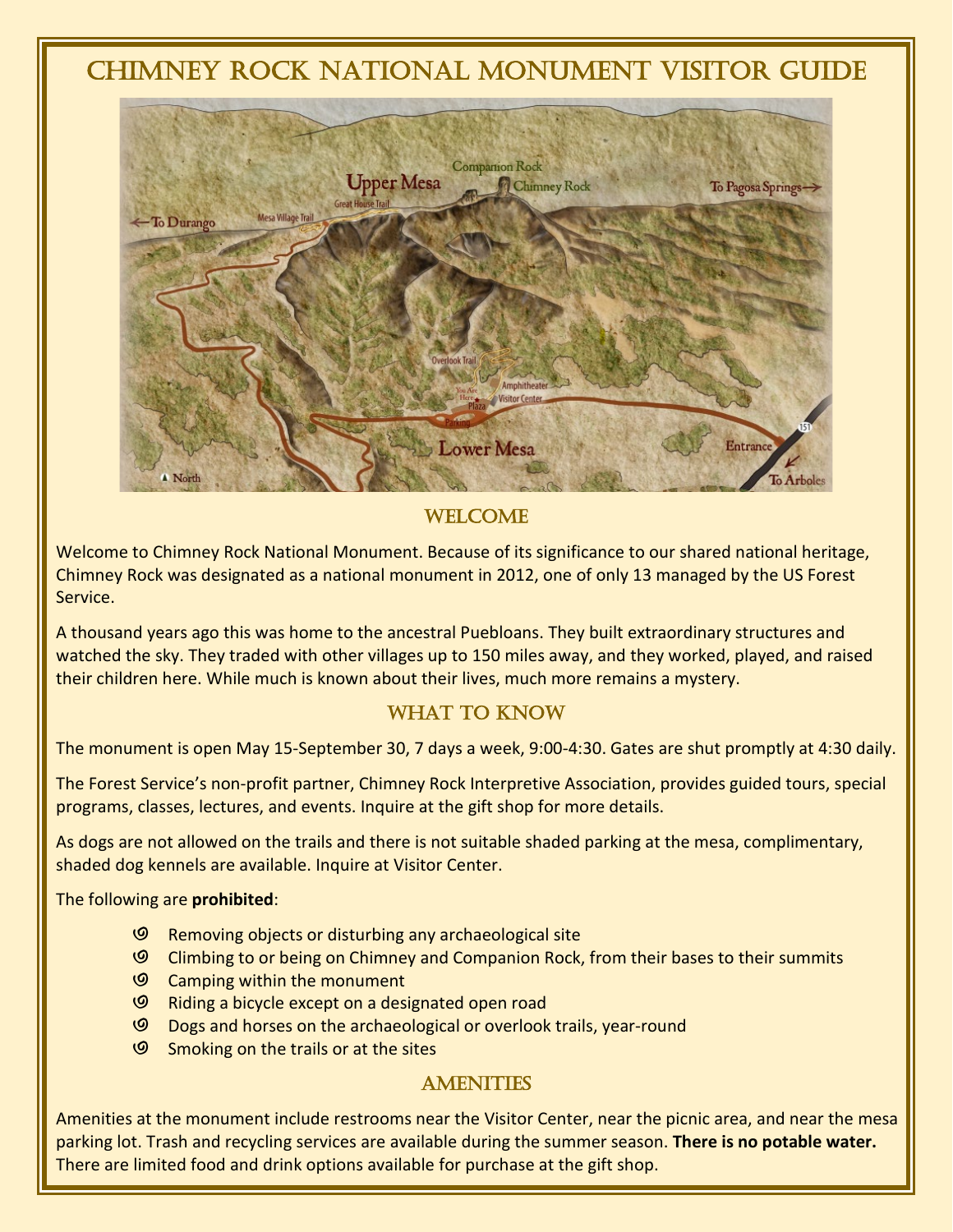# Chimney Rock National Monument Visitor Guide

Upper Mesa
Companion Rock
Chimney Rock
Great House Trail
Mesa Village Trail
←To Durango
To Pagosa Springs→
Overlook Trail
You Are Here
Amphitheater
Visitor Center
Plaza
Parking
Lower Mesa
Entrance
151
To Arboles
North

## Welcome

Welcome to Chimney Rock National Monument. Because of its significance to our shared national heritage, Chimney Rock was designated as a national monument in 2012, one of only 13 managed by the US Forest Service.

A thousand years ago this was home to the ancestral Puebloans. They built extraordinary structures and watched the sky. They traded with other villages up to 150 miles away, and they worked, played, and raised their children here. While much is known about their lives, much more remains a mystery.

## What to Know

The monument is open May 15-September 30, 7 days a week, 9:00-4:30. Gates are shut promptly at 4:30 daily.

The Forest Service's non-profit partner, Chimney Rock Interpretive Association, provides guided tours, special programs, classes, lectures, and events. Inquire at the gift shop for more details.

As dogs are not allowed on the trails and there is not suitable shaded parking at the mesa, complimentary, shaded dog kennels are available. Inquire at Visitor Center.

The following are **prohibited**:

- Removing objects or disturbing any archaeological site
- Climbing to or being on Chimney and Companion Rock, from their bases to their summits
- Camping within the monument
- Riding a bicycle except on a designated open road
- Dogs and horses on the archaeological or overlook trails, year-round
- Smoking on the trails or at the sites

## Amenities

Amenities at the monument include restrooms near the Visitor Center, near the picnic area, and near the mesa parking lot. Trash and recycling services are available during the summer season. **There is no potable water.** There are limited food and drink options available for purchase at the gift shop.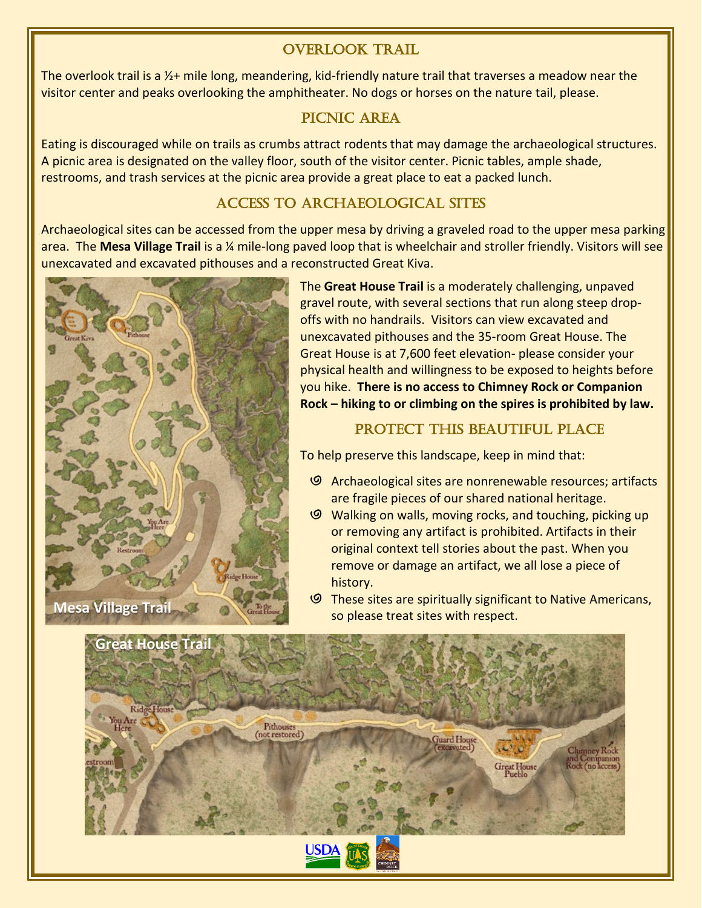## Overlook Trail

The overlook trail is a ½+ mile long, meandering, kid-friendly nature trail that traverses a meadow near the visitor center and peaks overlooking the amphitheater. No dogs or horses on the nature tail, please.

## Picnic Area

Eating is discouraged while on trails as crumbs attract rodents that may damage the archaeological structures. A picnic area is designated on the valley floor, south of the visitor center. Picnic tables, ample shade, restrooms, and trash services at the picnic area provide a great place to eat a packed lunch.

## Access to Archaeological Sites

Archaeological sites can be accessed from the upper mesa by driving a graveled road to the upper mesa parking area. The **Mesa Village Trail** is a ¼ mile-long paved loop that is wheelchair and stroller friendly. Visitors will see unexcavated and excavated pithouses and a reconstructed Great Kiva.

The **Great House Trail** is a moderately challenging, unpaved gravel route, with several sections that run along steep drop-offs with no handrails. Visitors can view excavated and unexcavated pithouses and the 35-room Great House. The Great House is at 7,600 feet elevation- please consider your physical health and willingness to be exposed to heights before you hike. **There is no access to Chimney Rock or Companion Rock – hiking to or climbing on the spires is prohibited by law.**

Mesa Village Trail

## Protect This Beautiful Place

To help preserve this landscape, keep in mind that:

- Archaeological sites are nonrenewable resources; artifacts are fragile pieces of our shared national heritage.
- Walking on walls, moving rocks, and touching, picking up or removing any artifact is prohibited. Artifacts in their original context tell stories about the past. When you remove or damage an artifact, we all lose a piece of history.
- These sites are spiritually significant to Native Americans, so please treat sites with respect.

Great House Trail